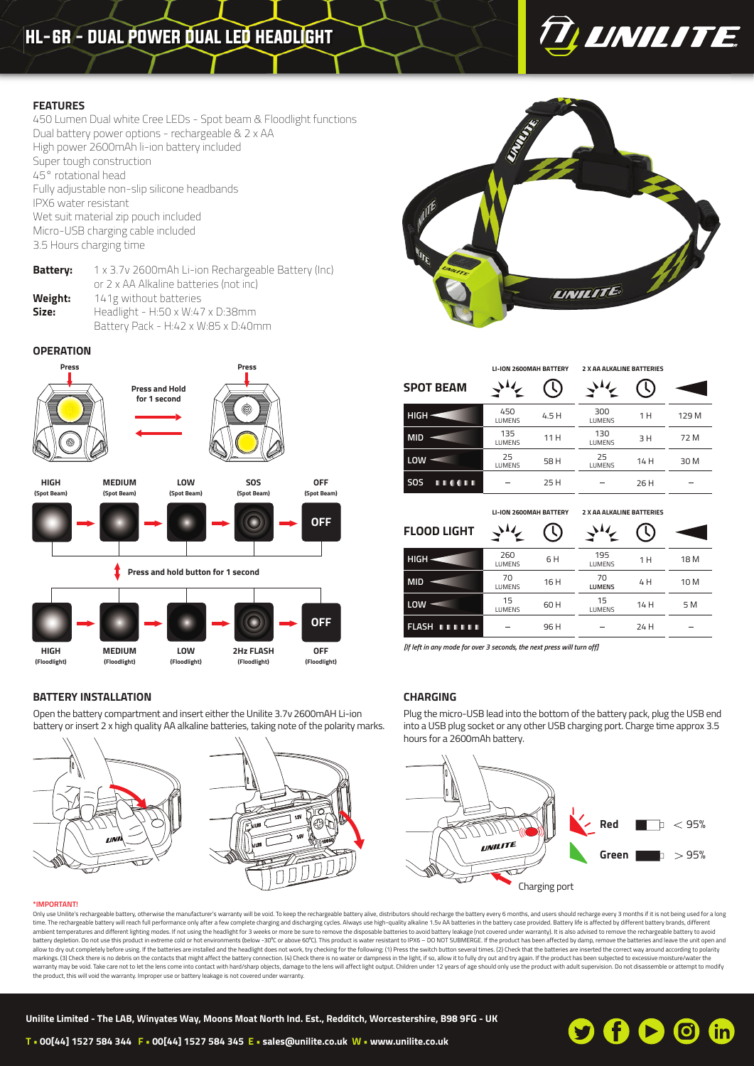# HL-6R - DUAL POWER DUAL LED HEADLIGHT

UNILITE

## FEATURES

450 Lumen Dual white Cree LEDs - Spot beam & Floodlight functions
Dual battery power options - rechargeable & 2 x AA
High power 2600mAh li-ion battery included
Super tough construction
45° rotational head
Fully adjustable non-slip silicone headbands
IPX6 water resistant
Wet suit material zip pouch included
Micro-USB charging cable included
3.5 Hours charging time

**Battery:** 1 x 3.7v 2600mAh Li-ion Rechargeable Battery (Inc) or 2 x AA Alkaline batteries (not inc)
**Weight:** 141g without batteries
**Size:** Headlight - H:50 x W:47 x D:38mm
Battery Pack - H:42 x W:85 x D:40mm

## OPERATION

Press — Press and Hold for 1 second — Press

HIGH (Spot Beam) → MEDIUM (Spot Beam) → LOW (Spot Beam) → SOS (Spot Beam) → OFF (Spot Beam)

Press and hold button for 1 second

HIGH (Floodlight) → MEDIUM (Floodlight) → LOW (Floodlight) → 2Hz FLASH (Floodlight) → OFF (Floodlight)

| SPOT BEAM | LI-ION 2600MAH BATTERY | | 2 X AA ALKALINE BATTERIES | | |
|---|---|---|---|---|---|
| | Lumens | Time | Lumens | Time | Distance |
| HIGH | 450 LUMENS | 4.5 H | 300 LUMENS | 1 H | 129 M |
| MID | 135 LUMENS | 11 H | 130 LUMENS | 3 H | 72 M |
| LOW | 25 LUMENS | 58 H | 25 LUMENS | 14 H | 30 M |
| SOS | – | 25 H | – | 26 H | – |

| FLOOD LIGHT | LI-ION 2600MAH BATTERY | | 2 X AA ALKALINE BATTERIES | | |
|---|---|---|---|---|---|
| | Lumens | Time | Lumens | Time | Distance |
| HIGH | 260 LUMENS | 6 H | 195 LUMENS | 1 H | 18 M |
| MID | 70 LUMENS | 16 H | 70 LUMENS | 4 H | 10 M |
| LOW | 15 LUMENS | 60 H | 15 LUMENS | 14 H | 5 M |
| FLASH | – | 96 H | – | 24 H | – |

*[If left in any mode for over 3 seconds, the next press will turn off]*

## BATTERY INSTALLATION

Open the battery compartment and insert either the Unilite 3.7v 2600mAH Li-ion battery or insert 2 x high quality AA alkaline batteries, taking note of the polarity marks.

## CHARGING

Plug the micro-USB lead into the bottom of the battery pack, plug the USB end into a USB plug socket or any other USB charging port. Charge time approx 3.5 hours for a 2600mAh battery.

Red < 95%
Green > 95%

Charging port

**\*IMPORTANT!**

Only use Unilite's rechargeable battery, otherwise the manufacturer's warranty will be void. To keep the rechargeable battery alive, distributors should recharge the battery every 6 months, and users should recharge every 3 months if it is not being used for a long time. The rechargeable battery will reach full performance only after a few complete charging and discharging cycles. Always use high-quality alkaline 1.5v AA batteries in the battery case provided. Battery life is affected by different battery brands, different ambient temperatures and different lighting modes. If not using the headlight for 3 weeks or more be sure to remove the disposable batteries to avoid battery leakage (not covered under warranty). It is also advised to remove the rechargeable battery to avoid battery depletion. Do not use this product in extreme cold or hot environments (below -30°C or above 60°C). This product is water resistant to IPX6 – DO NOT SUBMERGE. If the product has been affected by damp, remove the batteries and leave the unit open and allow to dry out completely before using. If the batteries are installed and the headlight does not work, try checking for the following: (1) Press the switch button several times. (2) Check that the batteries are inserted the correct way around according to polarity markings. (3) Check there is no debris on the contacts that might affect the battery connection. (4) Check there is no water or dampness in the light, if so, allow it to fully dry out and try again. If the product has been subjected to excessive moisture/water the warranty may be void. Take care not to let the lens come into contact with hard/sharp objects, damage to the lens will affect light output. Children under 12 years of age should only use the product with adult supervision. Do not disassemble or attempt to modify the product, this will void the warranty. Improper use or battery leakage is not covered under warranty.

**Unilite Limited - The LAB, Winyates Way, Moons Moat North Ind. Est., Redditch, Worcestershire, B98 9FG - UK**

**T** • 00[44] 1527 584 344 **F** • 00[44] 1527 584 345 **E** • sales@unilite.co.uk **W** • www.unilite.co.uk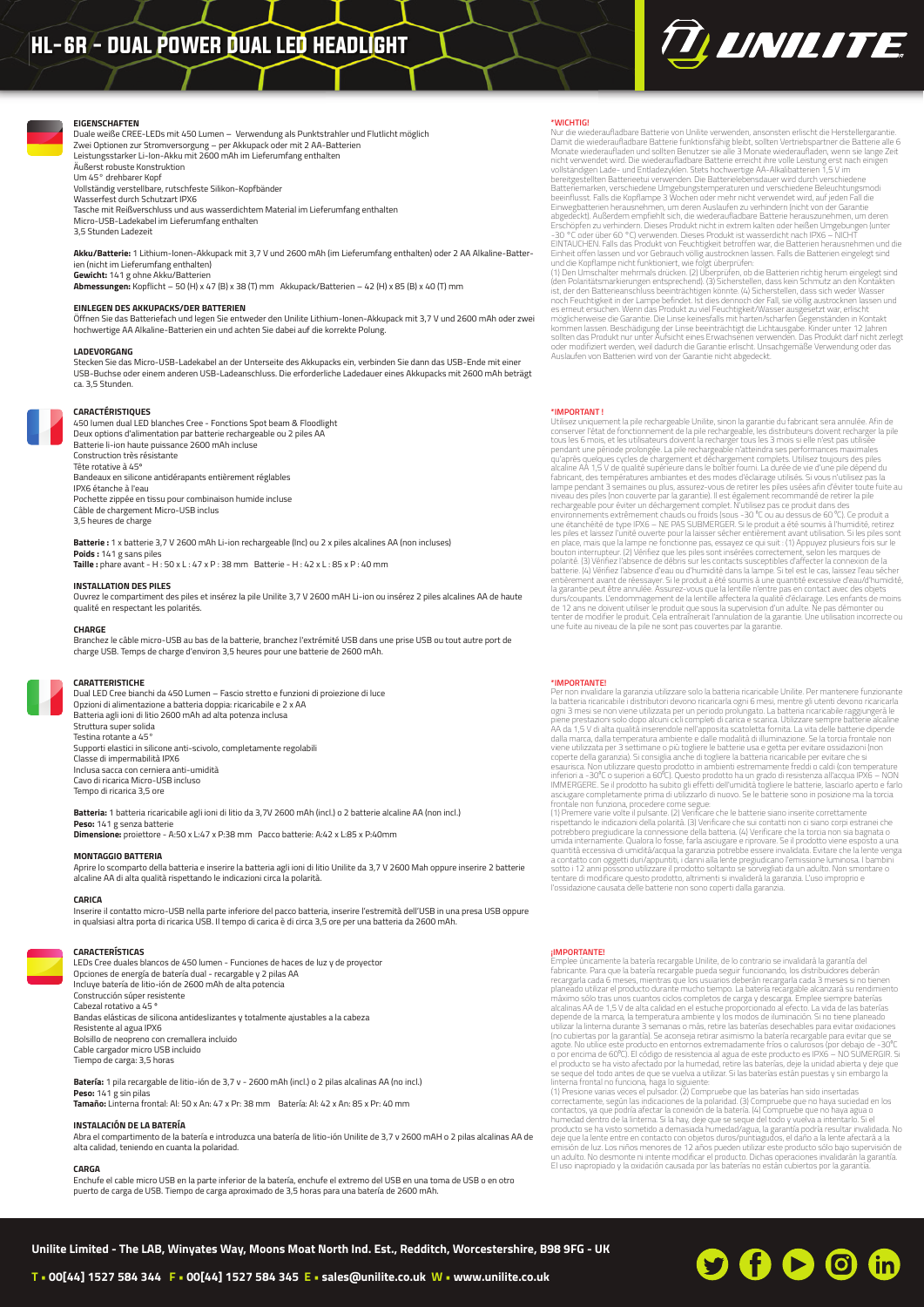# HL-6R - DUAL POWER DUAL LED HEADLIGHT

## EIGENSCHAFTEN

Duale weiße CREE-LEDs mit 450 Lumen – Verwendung als Punktstrahler und Flutlicht möglich
Zwei Optionen zur Stromversorgung – per Akkupack oder mit 2 AA-Batterien
Leistungsstarker Li-Ion-Akku mit 2600 mAh im Lieferumfang enthalten
Äußerst robuste Konstruktion
Um 45° drehbarer Kopf
Vollständig verstellbare, rutschfeste Silikon-Kopfbänder
Wasserfest durch Schutzart IPX6
Tasche mit Reißverschluss und aus wasserdichtem Material im Lieferumfang enthalten
Micro-USB-Ladekabel im Lieferumfang enthalten
3,5 Stunden Ladezeit

**Akku/Batterie:** 1 Lithium-Ionen-Akkupack mit 3,7 V und 2600 mAh (im Lieferumfang enthalten) oder 2 AA Alkaline-Batterien (nicht im Lieferumfang enthalten)
**Gewicht:** 141 g ohne Akku/Batterien
**Abmessungen:** Kopflicht – 50 (H) x 47 (B) x 38 (T) mm Akkupack/Batterien – 42 (H) x 85 (B) x 40 (T) mm

## EINLEGEN DES AKKUPACKS/DER BATTERIEN

Öffnen Sie das Batteriefach und legen Sie entweder den Unilite Lithium-Ionen-Akkupack mit 3,7 V und 2600 mAh oder zwei hochwertige AA Alkaline-Batterien ein und achten Sie dabei auf die korrekte Polung.

## LADEVORGANG

Stecken Sie das Micro-USB-Ladekabel an der Unterseite des Akkupacks ein, verbinden Sie dann das USB-Ende mit einer USB-Buchse oder einem anderen USB-Ladeanschluss. Die erforderliche Ladedauer eines Akkupacks mit 2600 mAh beträgt ca. 3,5 Stunden.

## *WICHTIG!

Nur die wiederaufladbare Batterie von Unilite verwenden, ansonsten erlischt die Herstellergarantie. Damit die wiederaufladbare Batterie funktionsfähig bleibt, sollten Vertriebspartner die Batterie alle 6 Monate wiederaufladen und sollten Benutzer sie alle 3 Monate wiederaufladen, wenn sie lange Zeit nicht verwendet wird. Die wiederaufladbare Batterie erreicht ihre volle Leistung erst nach einigen vollständigen Lade- und Entladezyklen. Stets hochwertige AA-Alkalibatterien 1,5 V im bereitgestellten Batteriefach verwenden. Die Batterielebensdauer wird durch verschiedene Batteriemarken, verschiedene Umgebungstemperaturen und verschiedene Beleuchtungsmodi beeinflusst. Falls die Kopflampe 3 Wochen oder mehr nicht verwendet wird, auf jeden Fall die Einwegbatterien herausnehmen, um deren Auslaufen zu verhindern (nicht von der Garantie abgedeckt). Außerdem empfiehlt sich, die wiederaufladbare Batterie herauszunehmen, um deren Erschöpfen zu verhindern. Dieses Produkt nicht in extrem kalten oder heißen Umgebungen (unter -30 °C oder über 60 °C) verwenden. Dieses Produkt ist wasserdicht nach IPX6 – NICHT EINTAUCHEN. Falls das Produkt von Feuchtigkeit betroffen war, die Batterien herausnehmen und die Einheit offen lassen und vor Gebrauch völlig austrocknen lassen. Falls die Batterien eingelegt sind und die Kopflampe nicht funktioniert, wie folgt überprüfen:
(1) Den Umschalter mehrmals drücken. (2) Überprüfen, ob die Batterien richtig herum eingelegt sind (den Polaritätsmarkierungen entsprechend). (3) Sicherstellen, dass kein Schmutz an den Kontakten ist, der den Batterieanschluss beeinträchtigen könnte. (4) Sicherstellen, dass sich weder Wasser noch Feuchtigkeit in der Lampe befindet. Ist dies dennoch der Fall, sie völlig austrocknen lassen und es erneut ersuchen. Wenn das Produkt zu viel Feuchtigkeit/Wasser ausgesetzt war, erlischt möglicherweise die Garantie. Die Linse keinesfalls mit harten/scharfen Gegenständen in Kontakt kommen lassen. Beschädigung der Linse beeinträchtigt die Lichtausgabe. Kinder unter 12 Jahren sollten das Produkt nur unter Aufsicht eines Erwachsenen verwenden. Das Produkt darf nicht zerlegt oder modifiziert werden, weil dadurch die Garantie erlischt. Unsachgemäße Verwendung oder das Auslaufen von Batterien wird von der Garantie nicht abgedeckt.

## CARACTÉRISTIQUES

450 lumen dual LED blanches Cree - Fonctions Spot beam & Floodlight
Deux options d'alimentation par batterie rechargeable ou 2 piles AA
Batterie li-ion haute puissance 2600 mAh incluse
Construction très résistante
Tête rotative à 45°
Bandeaux en silicone antidérapants entièrement réglables
IPX6 étanche à l'eau
Pochette zippée en tissu pour combinaison humide incluse
Câble de chargement Micro-USB inclus
3,5 heures de charge

**Batterie :** 1 x batterie 3,7 V 2600 mAh Li-ion rechargeable (Inc) ou 2 x piles alcalines AA (non incluses)
**Poids :** 141 g sans piles
**Taille :** phare avant - H : 50 x L : 47 x P : 38 mm Batterie - H : 42 x L : 85 x P : 40 mm

## INSTALLATION DES PILES

Ouvrez le compartiment des piles et insérez la pile Unilite 3,7 V 2600 mAH Li-ion ou insérez 2 piles alcalines AA de haute qualité en respectant les polarités.

## CHARGE

Branchez le câble micro-USB au bas de la batterie, branchez l'extrémité USB dans une prise USB ou tout autre port de charge USB. Temps de charge d'environ 3,5 heures pour une batterie de 2600 mAh.

## *IMPORTANT !

Utilisez uniquement la pile rechargeable Unilite, sinon la garantie du fabricant sera annulée. Afin de conserver l'état de fonctionnement de la pile rechargeable, les distributeurs doivent recharger la pile tous les 6 mois, et les utilisateurs doivent la recharger tous les 3 mois si elle n'est pas utilisée pendant une période prolongée. La pile rechargeable n'atteindra ses performances maximales qu'après quelques cycles de chargement et déchargement complets. Utilisez toujours des piles alcaline AA 1,5 V de qualité supérieure dans le boîtier fourni. La durée de vie d'une pile dépend du fabricant, des températures ambiantes et des modes d'éclairage utilisés. Si vous n'utilisez pas la lampe pendant 3 semaines ou plus, assurez-vous de retirer les piles usées afin d'éviter toute fuite au niveau des piles (non couverte par la garantie). Il est également recommandé de retirer la pile rechargeable pour éviter un déchargement complet. N'utilisez pas ce produit dans des environnements extrêmement chauds ou froids (sous -30 °C ou au dessus de 60 °C). Ce produit a une étanchéité de type IPX6 – NE PAS SUBMERGER. Si le produit a été soumis à l'humidité, retirez les piles et laissez l'unité ouverte pour la laisser sécher entièrement avant utilisation. Si les piles sont en place, mais que la lampe ne fonctionne pas, essayez ce qui suit : (1) Appuyez plusieurs fois sur le bouton interrupteur. (2) Vérifiez que les piles sont insérées correctement, selon les marques de polarité. (3) Vérifiez l'absence de débris sur les contacts susceptibles d'affecter la connexion de la batterie. (4) Vérifiez l'absence d'eau ou d'humidité dans la lampe. Si tel est le cas, laissez l'eau sécher entièrement avant de réessayer. Si le produit a été soumis à une quantité excessive d'eau/d'humidité, la garantie peut être annulée. Assurez-vous que la lentille n'entre pas en contact avec des objets durs/coupants. L'endommagement de la lentille affectera la qualité d'éclairage. Les enfants de moins de 12 ans ne doivent utiliser le produit que sous la supervision d'un adulte. Ne pas démonter ou tenter de modifier le produit. Cela entraînerait l'annulation de la garantie. Une utilisation incorrecte ou une fuite au niveau de la pile ne sont pas couvertes par la garantie.

## CARATTERISTICHE

Dual LED Cree bianchi da 450 Lumen – Fascio stretto e funzioni di proiezione di luce
Opzioni di alimentazione a batteria doppia: ricaricabile e 2 x AA
Batteria agli ioni di litio 2600 mAh ad alta potenza inclusa
Struttura super solida
Testina rotante a 45°
Supporti elastici in silicone anti-scivolo, completamente regolabili
Classe di impermeabilità IPX6
Inclusa sacca con cerniera anti-umidità
Cavo di ricarica Micro-USB incluso
Tempo di ricarica 3,5 ore

**Batteria:** 1 batteria ricaricabile agli ioni di litio da 3,7V 2600 mAh (incl.) o 2 batterie alcaline AA (non incl.)
**Peso:** 141 g senza batterie
**Dimensione:** proiettore - A:50 x L:47 x P:38 mm Pacco batterie: A:42 x L:85 x P:40mm

## MONTAGGIO BATTERIA

Aprire lo scomparto della batteria e inserire la batteria agli ioni di litio Unilite da 3,7 V 2600 Mah oppure inserire 2 batterie alcaline AA di alta qualità rispettando le indicazioni circa la polarità.

## CARICA

Inserire il contatto micro-USB nella parte inferiore del pacco batteria, inserire l'estremità dell'USB in una presa USB oppure in qualsiasi altra porta di ricarica USB. Il tempo di carica è di circa 3,5 ore per una batteria da 2600 mAh.

## *IMPORTANTE!

Per non invalidare la garanzia utilizzare solo la batteria ricaricabile Unilite. Per mantenere funzionante la batteria ricaricabile i distributori devono ricaricarla ogni 6 mesi, mentre gli utenti devono ricaricarla ogni 3 mesi se non viene utilizzata per un periodo prolungato. La batteria ricaricabile raggiungerà le piene prestazioni solo dopo alcuni cicli completi di carica e scarica. Utilizzare sempre batterie alcaline AA da 1,5 V di alta qualità inserendole nell'apposita scatoletta fornita. La vita delle batterie dipende dalla marca, dalla temperatura ambiente e dalle modalità di illuminazione. Se la torcia frontale non viene utilizzata per 3 settimane o più togliere le batterie usa e getta per evitare ossidazioni (non coperte dalla garanzia). Si consiglia anche di togliere la batteria ricaricabile per evitare che si esaurisca. Non utilizzare questo prodotto in ambienti estremamente freddi o caldi (con temperature inferiori a -30°C o superiori a 60°C). Questo prodotto ha un grado di resistenza all'acqua IPX6 – NON IMMERGERE. Se il prodotto ha subito gli effetti dell'umidità togliere le batterie, lasciarlo aperto e farlo asciugare completamente prima di utilizzarlo di nuovo. Se le batterie sono in posizione ma la torcia frontale non funziona, procedere come segue:
(1) Premere varie volte il pulsante. (2) Verificare che le batterie siano inserite correttamente rispettando le indicazioni della polarità. (3) Verificare che sui contatti non ci siano corpi estranei che potrebbero pregiudicare la connessione della batteria. (4) Verificare che la torcia non sia bagnata o umida internamente. Qualora lo fosse, farla asciugare e riprovare. Se il prodotto viene esposto a una quantità eccessiva di umidità/acqua la garanzia potrebbe essere invalidata. Evitare che la lente venga a contatto con oggetti duri/appuntiti, i danni alla lente pregiudicano l'emissione luminosa. I bambini sotto i 12 anni possono utilizzare il prodotto soltanto se sorvegliati da un adulto. Non smontare o tentare di modificare questo prodotto, altrimenti si invaliderà la garanzia. L'uso improprio e l'ossidazione causata dalle batterie non sono coperti dalla garanzia.

## CARACTERÍSTICAS

LEDs Cree duales blancos de 450 lumen - Funciones de haces de luz y de proyector
Opciones de energía de batería dual - recargable y 2 pilas AA
Incluye batería de litio-ión de 2600 mAh de alta potencia
Construcción súper resistente
Cabezal rotativo a 45 °
Bandas elásticas de silicona antideslizantes y totalmente ajustables a la cabeza
Resistente al agua IPX6
Bolsillo de neopreno con cremallera incluido
Cable cargador micro USB incluido
Tiempo de carga: 3,5 horas

**Batería:** 1 pila recargable de litio-ión de 3,7 v - 2600 mAh (incl.) o 2 pilas alcalinas AA (no incl.)
**Peso:** 141 g sin pilas
**Tamaño:** Linterna frontal: Al: 50 x An: 47 x Pr: 38 mm Batería: Al: 42 x An: 85 x Pr: 40 mm

## INSTALACIÓN DE LA BATERÍA

Abra el compartimento de la batería e introduzca una batería de litio-ión de Unilite de 3,7 v 2600 mAh o 2 pilas alcalinas AA de alta calidad, teniendo en cuenta la polaridad.

## CARGA

Enchufe el cable micro USB en la parte inferior de la batería, enchufe el extremo del USB en una toma de USB o en otro puerto de carga de USB. Tiempo de carga aproximado de 3,5 horas para una batería de 2600 mAh.

## ¡IMPORTANTE!

Emplee únicamente la batería recargable Unilite, de lo contrario se invalidará la garantía del fabricante. Para que la batería recargable pueda seguir funcionando, los distribuidores deberán recargarla cada 6 meses, mientras que los usuarios deberán recargarla cada 3 meses si no tienen planeado utilizar el producto durante mucho tiempo. La batería recargable alcanzará su rendimiento máximo sólo tras unos cuantos ciclos completos de carga y descarga. Emplee siempre baterías alcalinas AA de 1,5 V de alta calidad en el estuche proporcionado al efecto. La vida de las baterías depende de la marca, la temperatura ambiente y los modos de iluminación. Si no tiene planeado utilizar la linterna durante 3 semanas o más, retire las baterías desechables para evitar oxidaciones (no cubiertas por la garantía). Se aconseja retirar asimismo la batería recargable para evitar que se agote. No utilice este producto en entornos extremadamente fríos o calurosos (por debajo de -30°C o por encima de 60°C). El código de resistencia al agua de este producto es IPX6 – NO SUMERGIR. Si el producto se ha visto afectado por la humedad, retire las baterías, deje la unidad abierta y deje que se seque del todo antes de que se vuelva a utilizar. Si las baterías están puestas y sin embargo la linterna frontal no funciona, haga lo siguiente:
(1) Presione varias veces el pulsador. (2) Compruebe que las baterías han sido insertadas correctamente, según las indicaciones de la polaridad. (3) Compruebe que no haya suciedad en los contactos, ya que podría afectar la conexión de la batería. (4) Compruebe que no haya agua o humedad dentro de la linterna. Si la hay, deje que se seque del todo y vuelva a intentarlo. Si el producto se ha visto sometido a demasiada humedad/agua, la garantía podría resultar invalidada. No deje que la lente entre en contacto con objetos duros/puntiagudos, el daño a la lente afectará a la emisión de luz. Los niños menores de 12 años pueden utilizar este producto sólo bajo supervisión de un adulto. No desmonte ni intente modificar el producto. Dichas operaciones invalidarán la garantía. El uso inapropiado y la oxidación causada por las baterías no están cubiertos por la garantía.

**Unilite Limited - The LAB, Winyates Way, Moons Moat North Ind. Est., Redditch, Worcestershire, B98 9FG - UK**

**T • 00[44] 1527 584 344 F • 00[44] 1527 584 345 E • sales@unilite.co.uk W • www.unilite.co.uk**